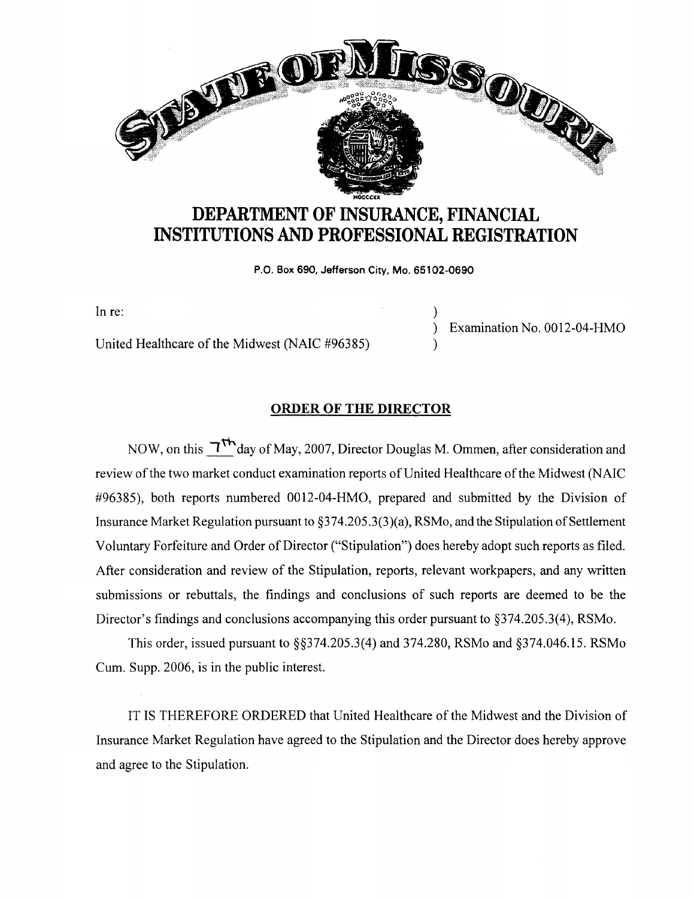# STATE OF MISSOURI

# DEPARTMENT OF INSURANCE, FINANCIAL INSTITUTIONS AND PROFESSIONAL REGISTRATION

P.O. Box 690, Jefferson City, Mo. 65102-0690

In re:

United Healthcare of the Midwest (NAIC #96385) ) Examination No. 0012-04-HMO

## ORDER OF THE DIRECTOR

NOW, on this 7th day of May, 2007, Director Douglas M. Ommen, after consideration and review of the two market conduct examination reports of United Healthcare of the Midwest (NAIC #96385), both reports numbered 0012-04-HMO, prepared and submitted by the Division of Insurance Market Regulation pursuant to §374.205.3(3)(a), RSMo, and the Stipulation of Settlement Voluntary Forfeiture and Order of Director ("Stipulation") does hereby adopt such reports as filed. After consideration and review of the Stipulation, reports, relevant workpapers, and any written submissions or rebuttals, the findings and conclusions of such reports are deemed to be the Director's findings and conclusions accompanying this order pursuant to §374.205.3(4), RSMo.

This order, issued pursuant to §§374.205.3(4) and 374.280, RSMo and §374.046.15. RSMo Cum. Supp. 2006, is in the public interest.

IT IS THEREFORE ORDERED that United Healthcare of the Midwest and the Division of Insurance Market Regulation have agreed to the Stipulation and the Director does hereby approve and agree to the Stipulation.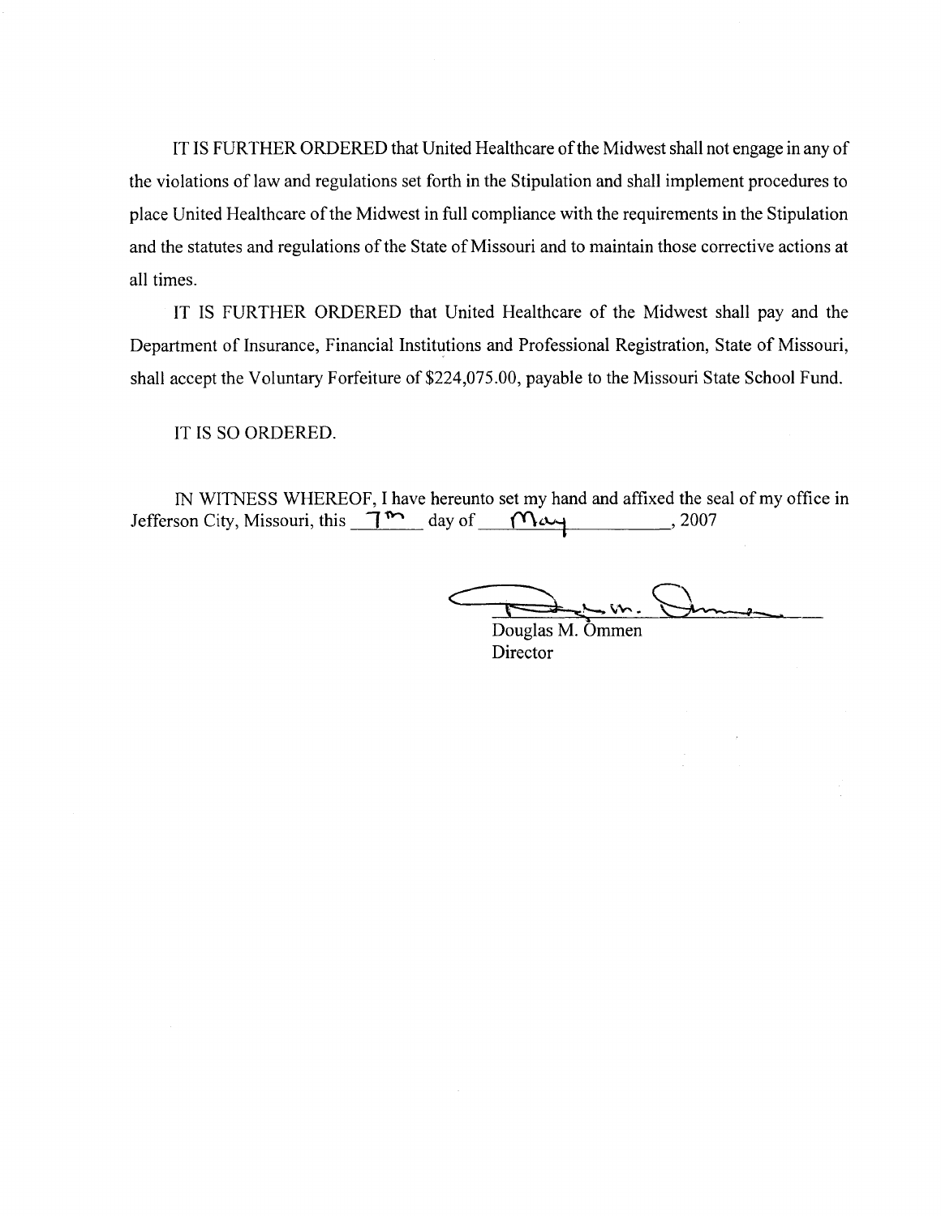IT IS FURTHER ORDERED that United Healthcare of the Midwest shall not engage in any of the violations of law and regulations set forth in the Stipulation and shall implement procedures to place United Healthcare of the Midwest in full compliance with the requirements in the Stipulation and the statutes and regulations of the State of Missouri and to maintain those corrective actions at all times.

IT IS FURTHER ORDERED that United Healthcare of the Midwest shall pay and the Department of Insurance, Financial Institutions and Professional Registration, State of Missouri, shall accept the Voluntary Forfeiture of $224,075.00, payable to the Missouri State School Fund.

IT IS SO ORDERED.

IN WITNESS WHEREOF, I have hereunto set my hand and affixed the seal of my office in Jefferson City, Missouri, this 7th day of May, 2007

Douglas M. Ommen
Director